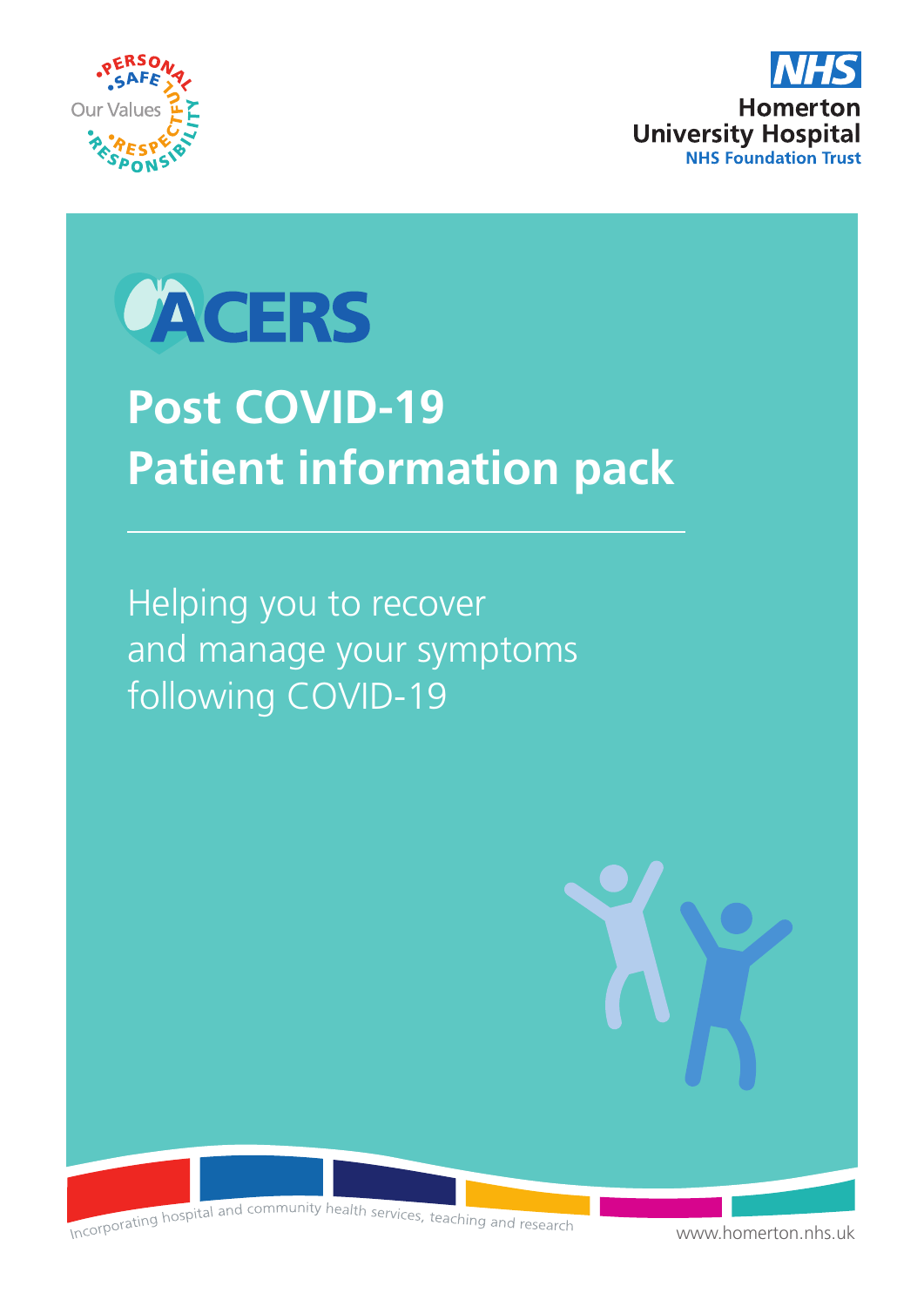Our Values: PERSONAL • SAFE • RESPECTFUL • RESPONSIBILITY

NHS
Homerton University Hospital
NHS Foundation Trust

ACERS

# Post COVID-19 Patient information pack

Helping you to recover and manage your symptoms following COVID-19

Incorporating hospital and community health services, teaching and research

www.homerton.nhs.uk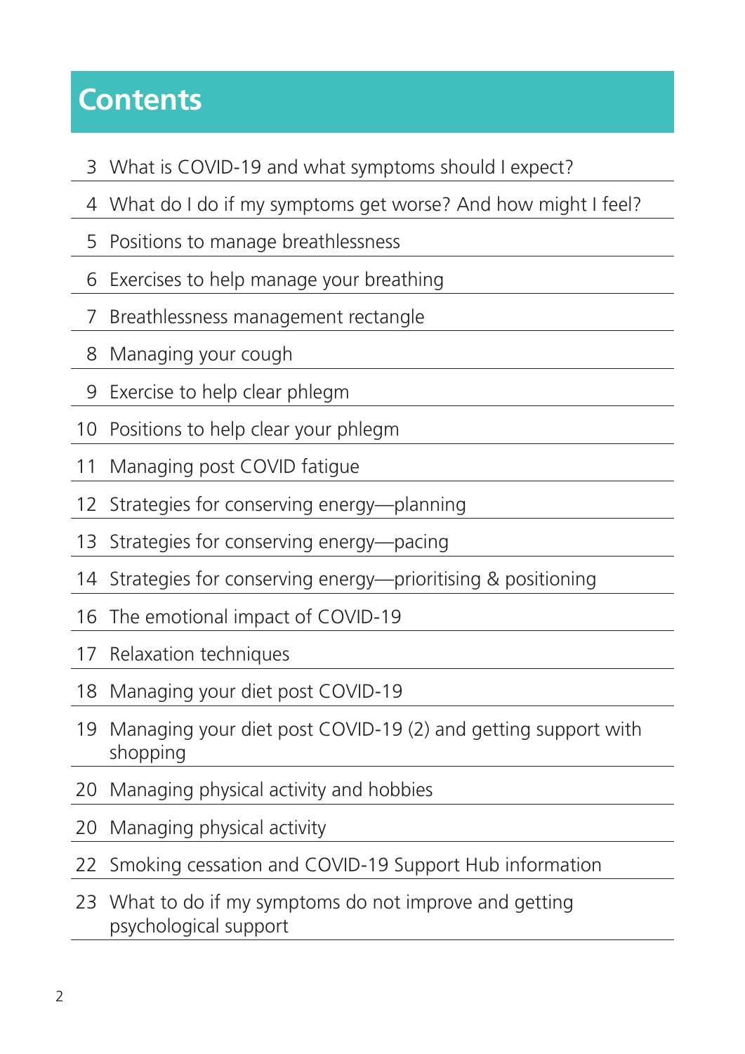# Contents

| | |
|---|---|
| 3 | What is COVID-19 and what symptoms should I expect? |
| 4 | What do I do if my symptoms get worse? And how might I feel? |
| 5 | Positions to manage breathlessness |
| 6 | Exercises to help manage your breathing |
| 7 | Breathlessness management rectangle |
| 8 | Managing your cough |
| 9 | Exercise to help clear phlegm |
| 10 | Positions to help clear your phlegm |
| 11 | Managing post COVID fatigue |
| 12 | Strategies for conserving energy—planning |
| 13 | Strategies for conserving energy—pacing |
| 14 | Strategies for conserving energy—prioritising & positioning |
| 16 | The emotional impact of COVID-19 |
| 17 | Relaxation techniques |
| 18 | Managing your diet post COVID-19 |
| 19 | Managing your diet post COVID-19 (2) and getting support with shopping |
| 20 | Managing physical activity and hobbies |
| 20 | Managing physical activity |
| 22 | Smoking cessation and COVID-19 Support Hub information |
| 23 | What to do if my symptoms do not improve and getting psychological support |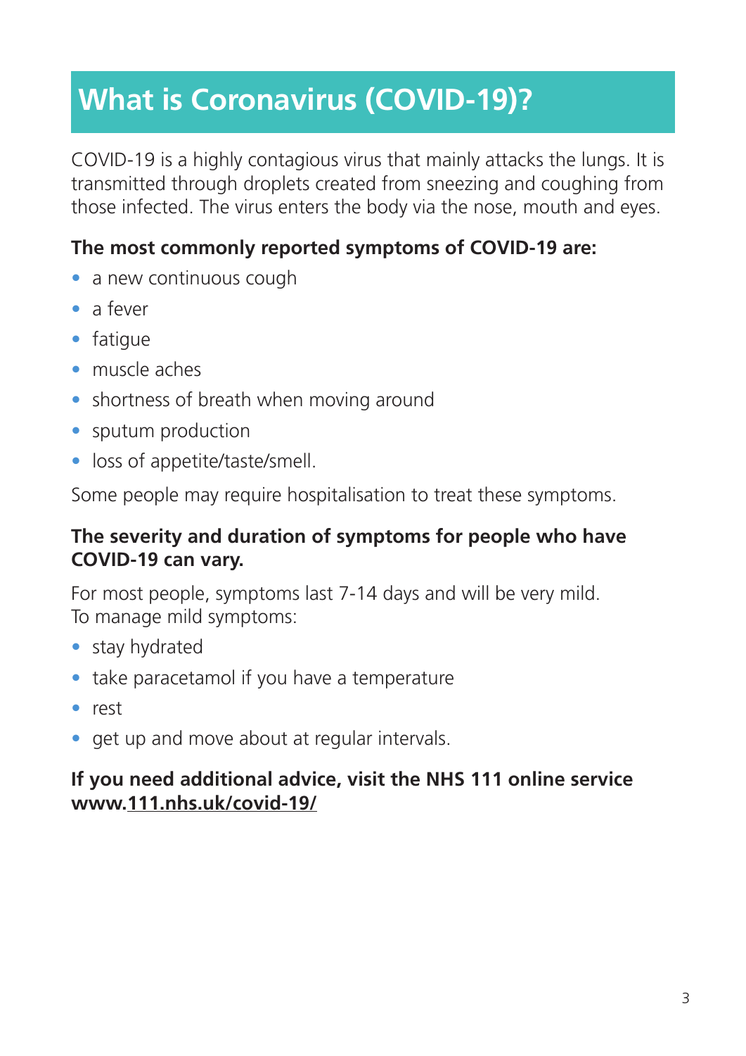# What is Coronavirus (COVID-19)?

COVID-19 is a highly contagious virus that mainly attacks the lungs. It is transmitted through droplets created from sneezing and coughing from those infected. The virus enters the body via the nose, mouth and eyes.

**The most commonly reported symptoms of COVID-19 are:**

- a new continuous cough
- a fever
- fatigue
- muscle aches
- shortness of breath when moving around
- sputum production
- loss of appetite/taste/smell.

Some people may require hospitalisation to treat these symptoms.

**The severity and duration of symptoms for people who have COVID-19 can vary.**

For most people, symptoms last 7-14 days and will be very mild. To manage mild symptoms:

- stay hydrated
- take paracetamol if you have a temperature
- rest
- get up and move about at regular intervals.

**If you need additional advice, visit the NHS 111 online service www.111.nhs.uk/covid-19/**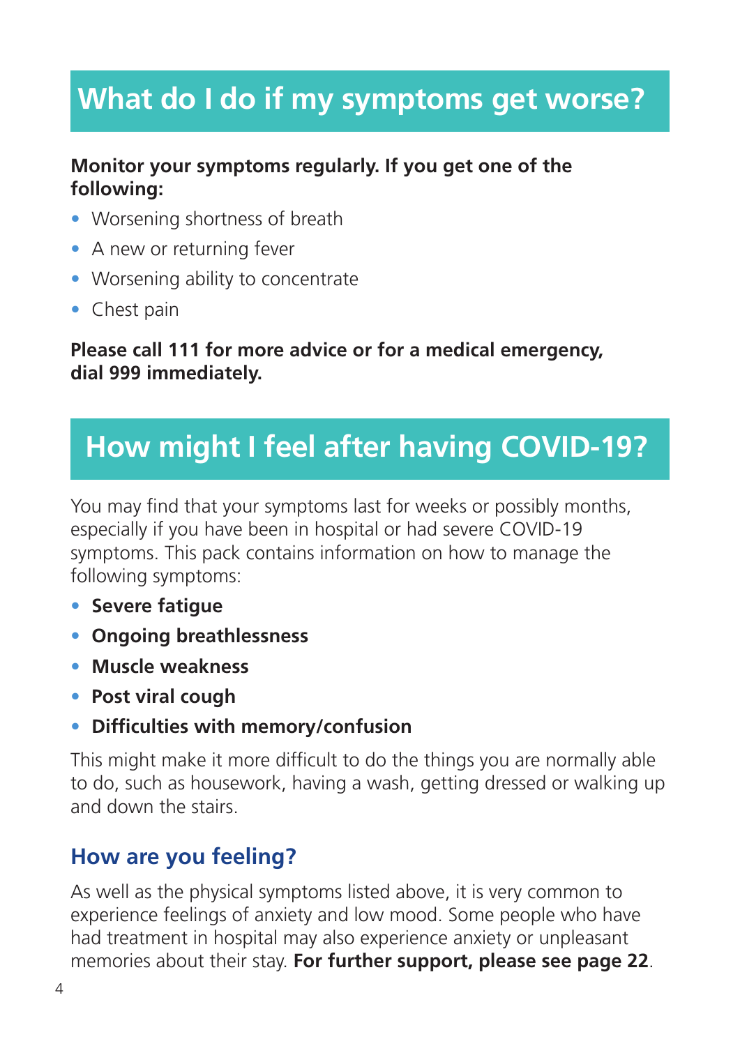## What do I do if my symptoms get worse?

**Monitor your symptoms regularly. If you get one of the following:**

- Worsening shortness of breath
- A new or returning fever
- Worsening ability to concentrate
- Chest pain

**Please call 111 for more advice or for a medical emergency, dial 999 immediately.**

## How might I feel after having COVID-19?

You may find that your symptoms last for weeks or possibly months, especially if you have been in hospital or had severe COVID-19 symptoms. This pack contains information on how to manage the following symptoms:

- **Severe fatigue**
- **Ongoing breathlessness**
- **Muscle weakness**
- **Post viral cough**
- **Difficulties with memory/confusion**

This might make it more difficult to do the things you are normally able to do, such as housework, having a wash, getting dressed or walking up and down the stairs.

### How are you feeling?

As well as the physical symptoms listed above, it is very common to experience feelings of anxiety and low mood. Some people who have had treatment in hospital may also experience anxiety or unpleasant memories about their stay. **For further support, please see page 22**.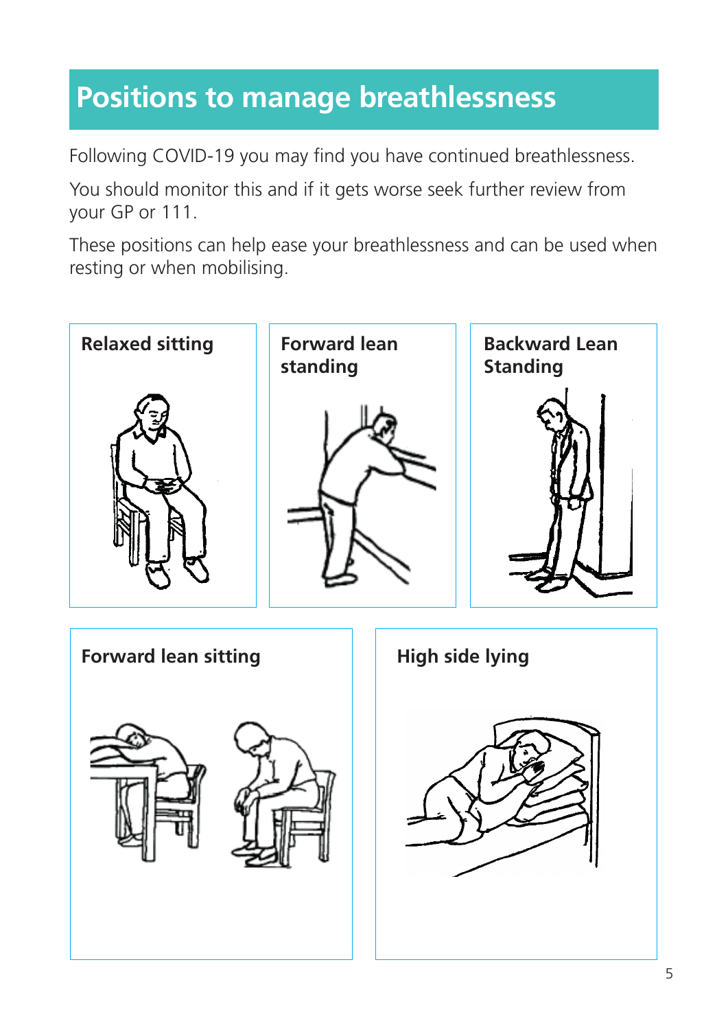# Positions to manage breathlessness

Following COVID-19 you may find you have continued breathlessness.

You should monitor this and if it gets worse seek further review from your GP or 111.

These positions can help ease your breathlessness and can be used when resting or when mobilising.

**Relaxed sitting**

**Forward lean standing**

**Backward Lean Standing**

**Forward lean sitting**

**High side lying**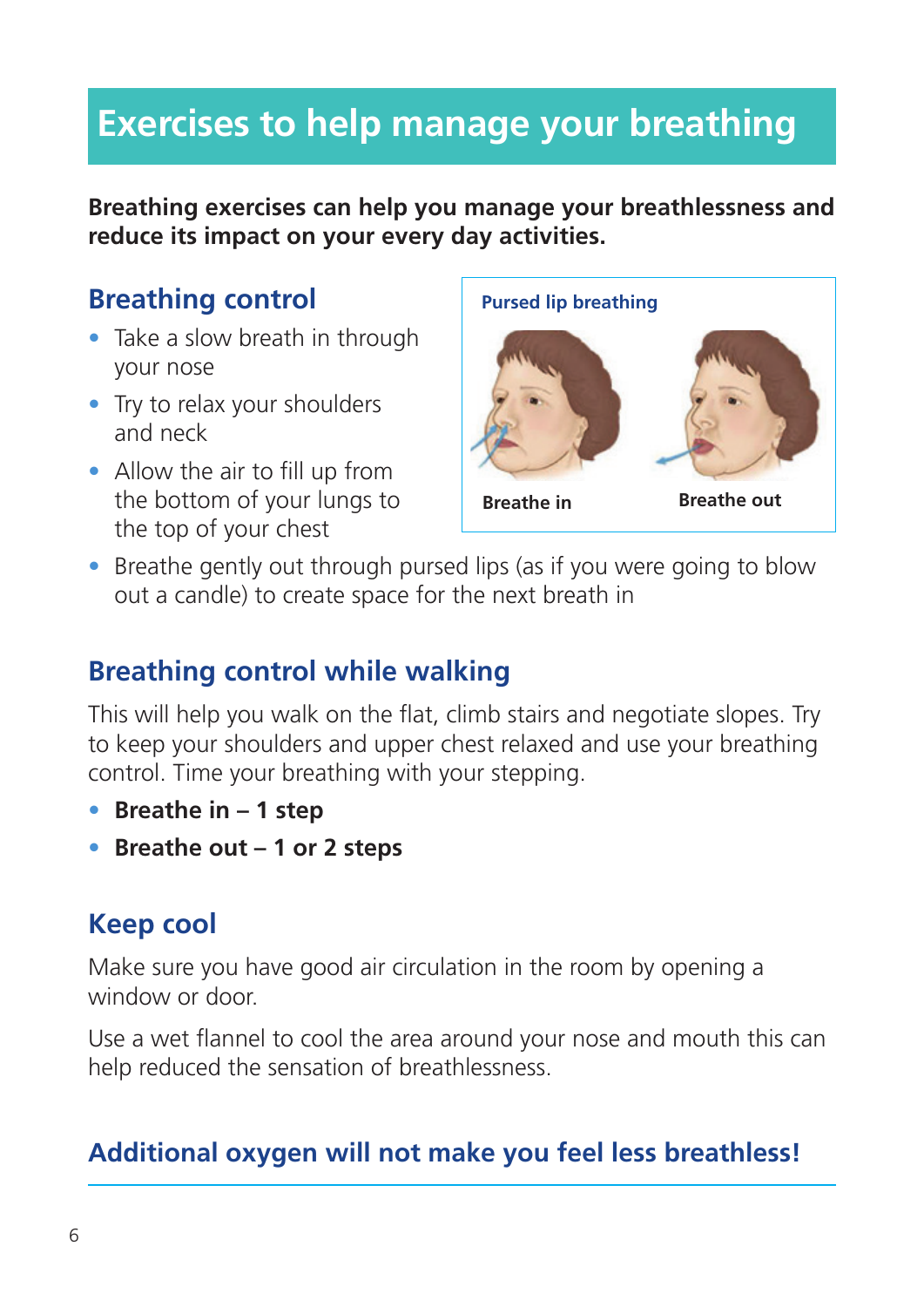# Exercises to help manage your breathing

**Breathing exercises can help you manage your breathlessness and reduce its impact on your every day activities.**

## Breathing control

- Take a slow breath in through your nose
- Try to relax your shoulders and neck
- Allow the air to fill up from the bottom of your lungs to the top of your chest
- Breathe gently out through pursed lips (as if you were going to blow out a candle) to create space for the next breath in

**Pursed lip breathing**

**Breathe in** **Breathe out**

## Breathing control while walking

This will help you walk on the flat, climb stairs and negotiate slopes. Try to keep your shoulders and upper chest relaxed and use your breathing control. Time your breathing with your stepping.

- **Breathe in – 1 step**
- **Breathe out – 1 or 2 steps**

## Keep cool

Make sure you have good air circulation in the room by opening a window or door.

Use a wet flannel to cool the area around your nose and mouth this can help reduced the sensation of breathlessness.

## Additional oxygen will not make you feel less breathless!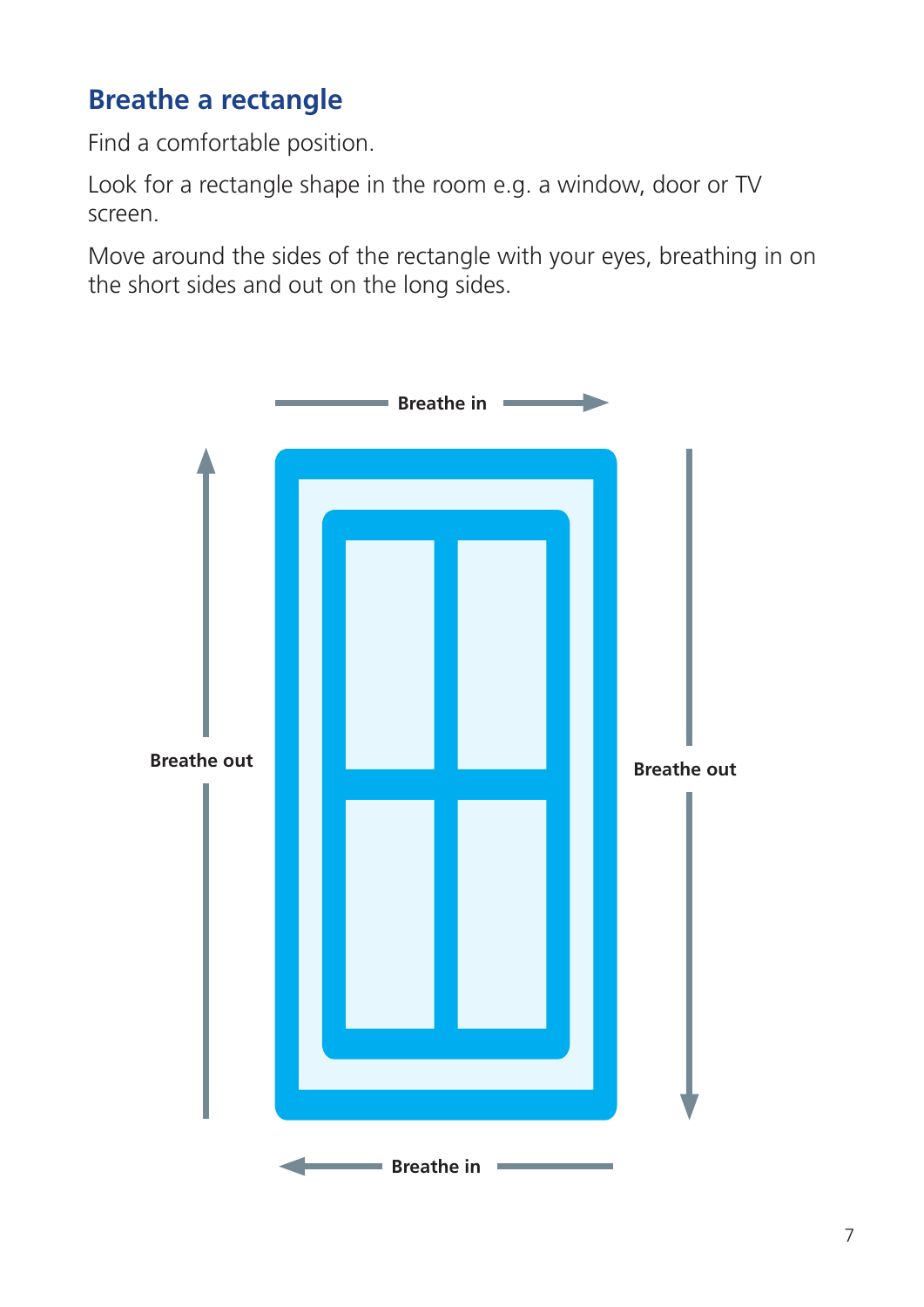## Breathe a rectangle

Find a comfortable position.

Look for a rectangle shape in the room e.g. a window, door or TV screen.

Move around the sides of the rectangle with your eyes, breathing in on the short sides and out on the long sides.

**Breathe in**

**Breathe out**

**Breathe out**

**Breathe in**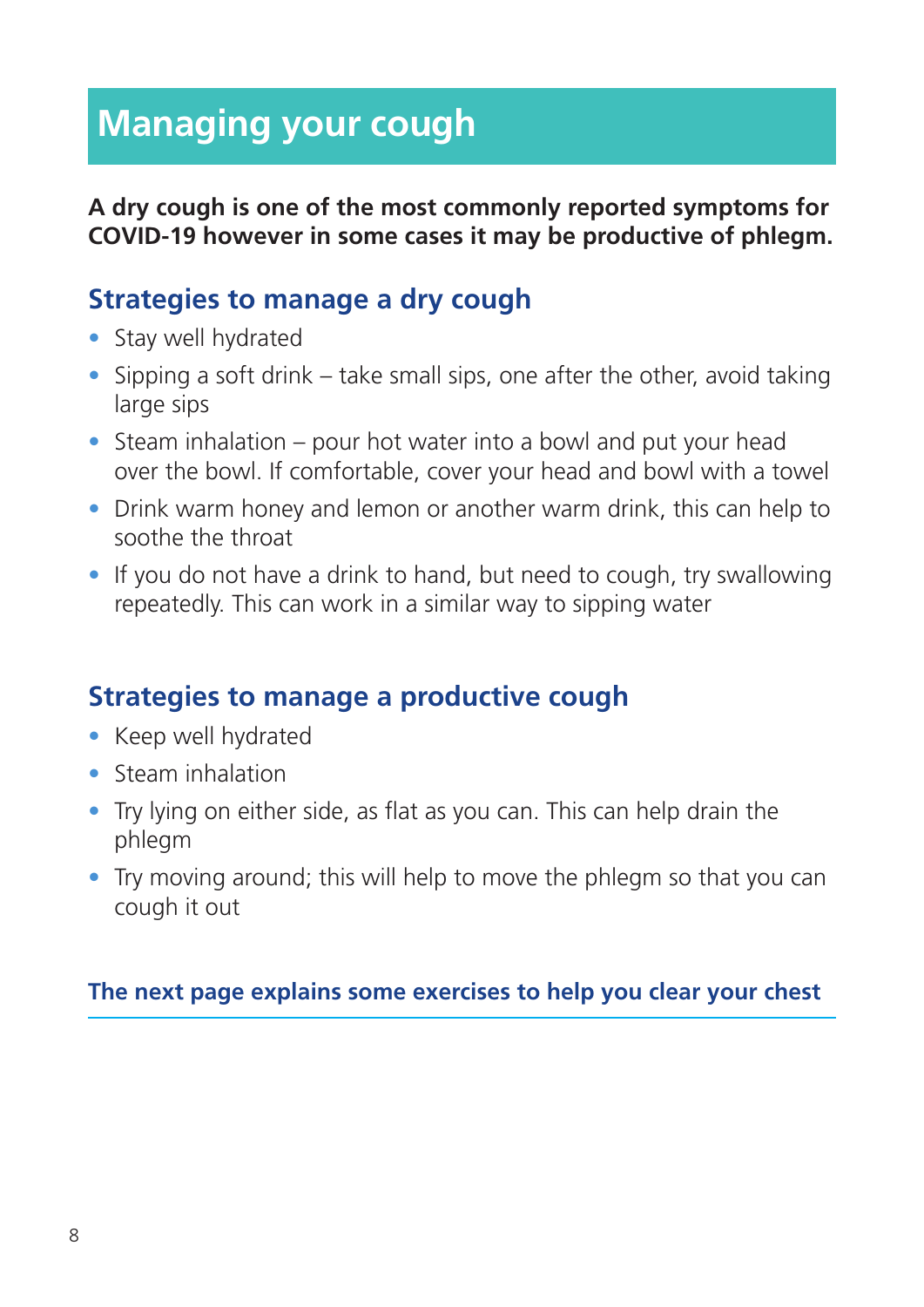# Managing your cough

**A dry cough is one of the most commonly reported symptoms for COVID-19 however in some cases it may be productive of phlegm.**

## Strategies to manage a dry cough

- Stay well hydrated
- Sipping a soft drink – take small sips, one after the other, avoid taking large sips
- Steam inhalation – pour hot water into a bowl and put your head over the bowl. If comfortable, cover your head and bowl with a towel
- Drink warm honey and lemon or another warm drink, this can help to soothe the throat
- If you do not have a drink to hand, but need to cough, try swallowing repeatedly. This can work in a similar way to sipping water

## Strategies to manage a productive cough

- Keep well hydrated
- Steam inhalation
- Try lying on either side, as flat as you can. This can help drain the phlegm
- Try moving around; this will help to move the phlegm so that you can cough it out

**The next page explains some exercises to help you clear your chest**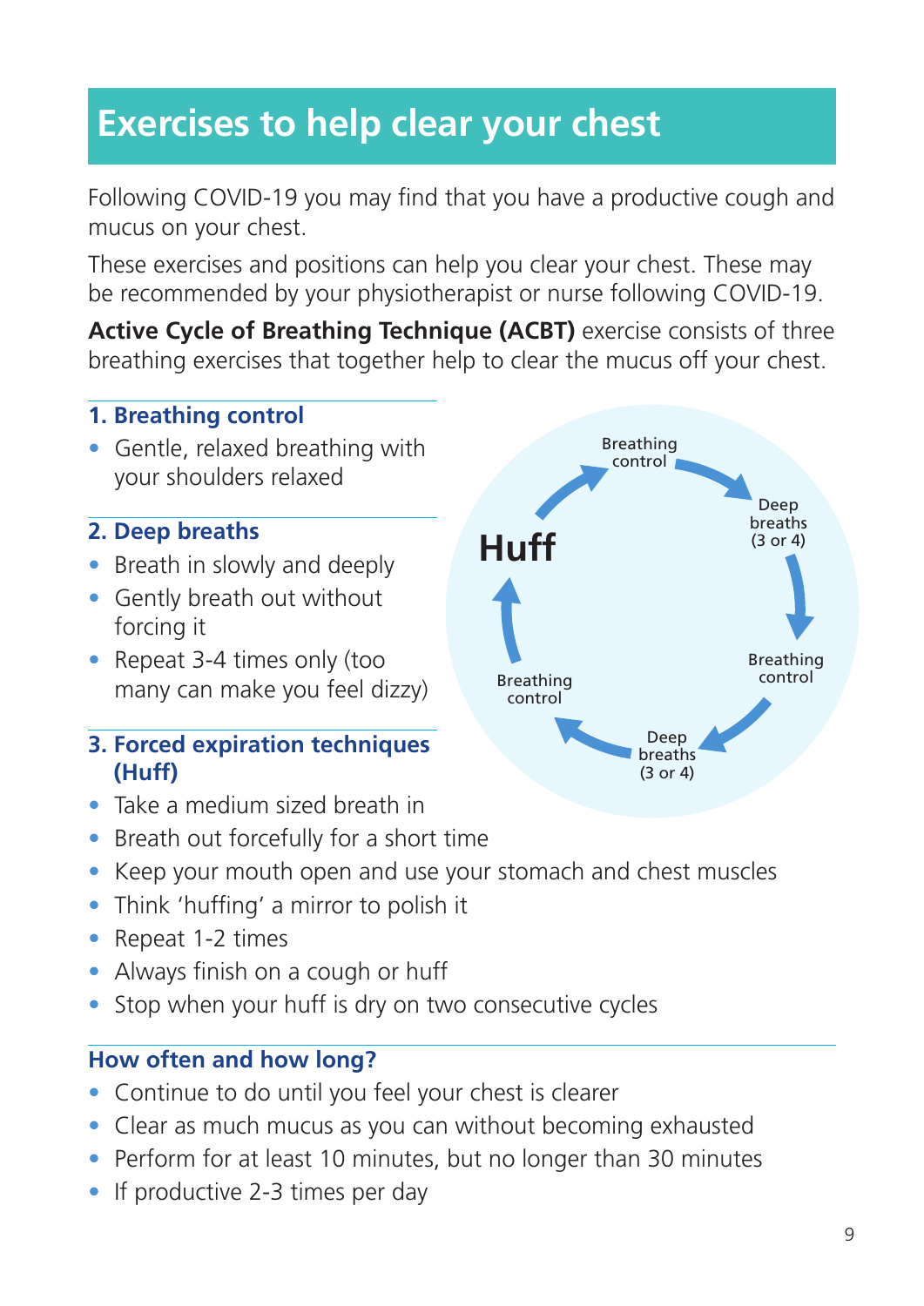# Exercises to help clear your chest

Following COVID-19 you may find that you have a productive cough and mucus on your chest.

These exercises and positions can help you clear your chest. These may be recommended by your physiotherapist or nurse following COVID-19.

**Active Cycle of Breathing Technique (ACBT)** exercise consists of three breathing exercises that together help to clear the mucus off your chest.

### 1. Breathing control

- Gentle, relaxed breathing with your shoulders relaxed

### 2. Deep breaths

- Breath in slowly and deeply
- Gently breath out without forcing it
- Repeat 3-4 times only (too many can make you feel dizzy)

### 3. Forced expiration techniques (Huff)

- Take a medium sized breath in
- Breath out forcefully for a short time
- Keep your mouth open and use your stomach and chest muscles
- Think 'huffing' a mirror to polish it
- Repeat 1-2 times
- Always finish on a cough or huff
- Stop when your huff is dry on two consecutive cycles

Breathing control → Deep breaths (3 or 4) → Breathing control → Deep breaths (3 or 4) → Breathing control → Huff

### How often and how long?

- Continue to do until you feel your chest is clearer
- Clear as much mucus as you can without becoming exhausted
- Perform for at least 10 minutes, but no longer than 30 minutes
- If productive 2-3 times per day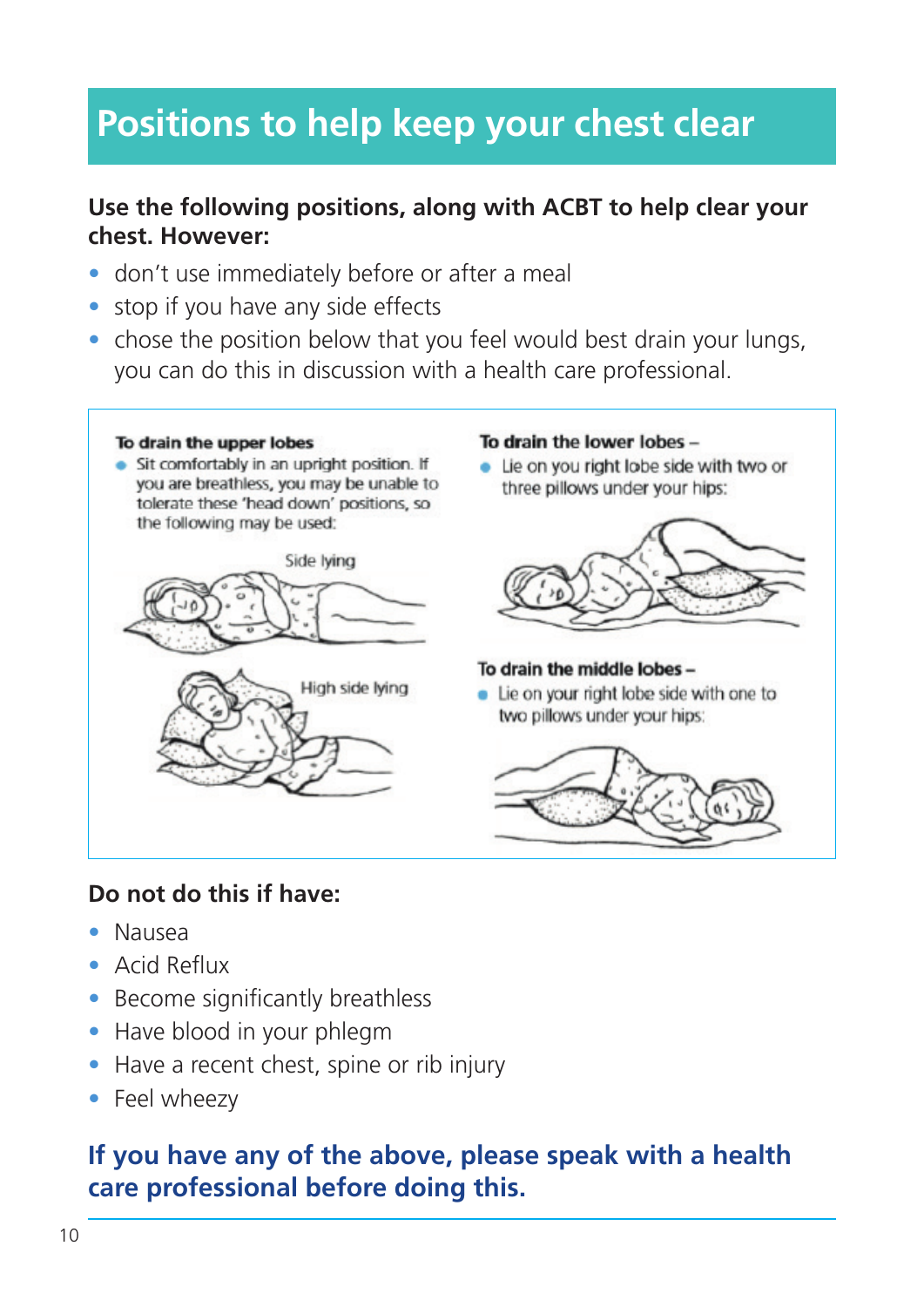# Positions to help keep your chest clear

**Use the following positions, along with ACBT to help clear your chest. However:**

- don't use immediately before or after a meal
- stop if you have any side effects
- chose the position below that you feel would best drain your lungs, you can do this in discussion with a health care professional.

**To drain the upper lobes**

- Sit comfortably in an upright position. If you are breathless, you may be unable to tolerate these 'head down' positions, so the following may be used:

Side lying

High side lying

**To drain the lower lobes –**

- Lie on you right lobe side with two or three pillows under your hips:

**To drain the middle lobes –**

- Lie on your right lobe side with one to two pillows under your hips:

**Do not do this if have:**

- Nausea
- Acid Reflux
- Become significantly breathless
- Have blood in your phlegm
- Have a recent chest, spine or rib injury
- Feel wheezy

**If you have any of the above, please speak with a health care professional before doing this.**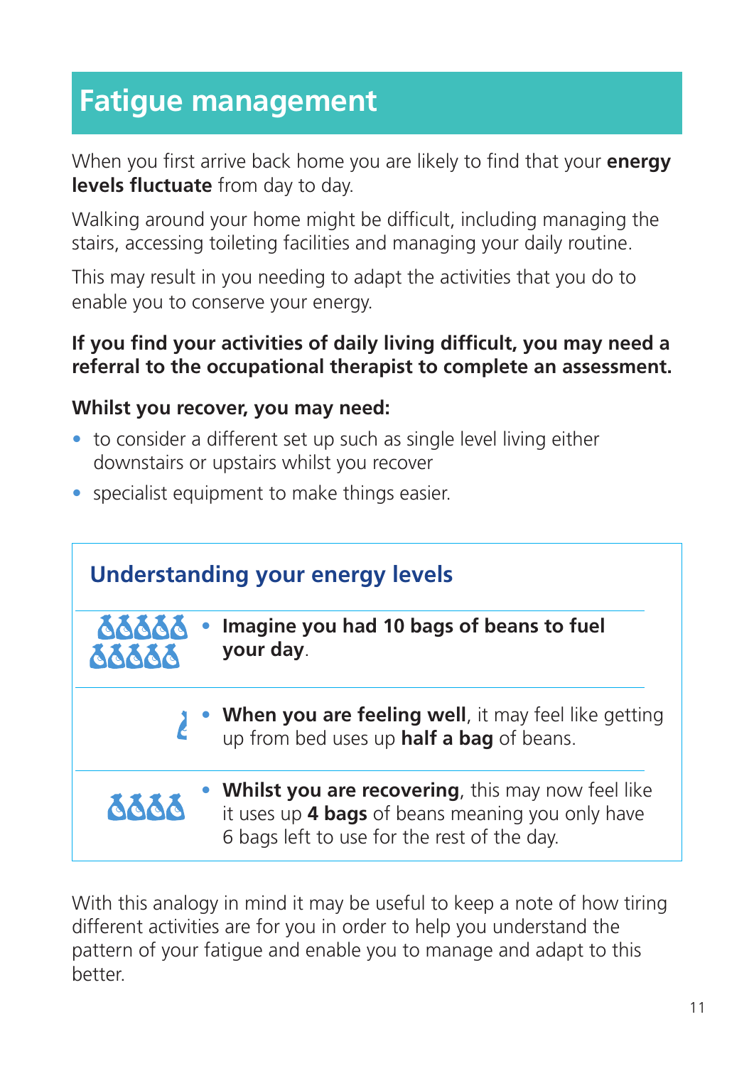# Fatigue management

When you first arrive back home you are likely to find that your **energy levels fluctuate** from day to day.

Walking around your home might be difficult, including managing the stairs, accessing toileting facilities and managing your daily routine.

This may result in you needing to adapt the activities that you do to enable you to conserve your energy.

**If you find your activities of daily living difficult, you may need a referral to the occupational therapist to complete an assessment.**

**Whilst you recover, you may need:**

- to consider a different set up such as single level living either downstairs or upstairs whilst you recover
- specialist equipment to make things easier.

## Understanding your energy levels

- **Imagine you had 10 bags of beans to fuel your day**.

- **When you are feeling well**, it may feel like getting up from bed uses up **half a bag** of beans.

- **Whilst you are recovering**, this may now feel like it uses up **4 bags** of beans meaning you only have 6 bags left to use for the rest of the day.

With this analogy in mind it may be useful to keep a note of how tiring different activities are for you in order to help you understand the pattern of your fatigue and enable you to manage and adapt to this better.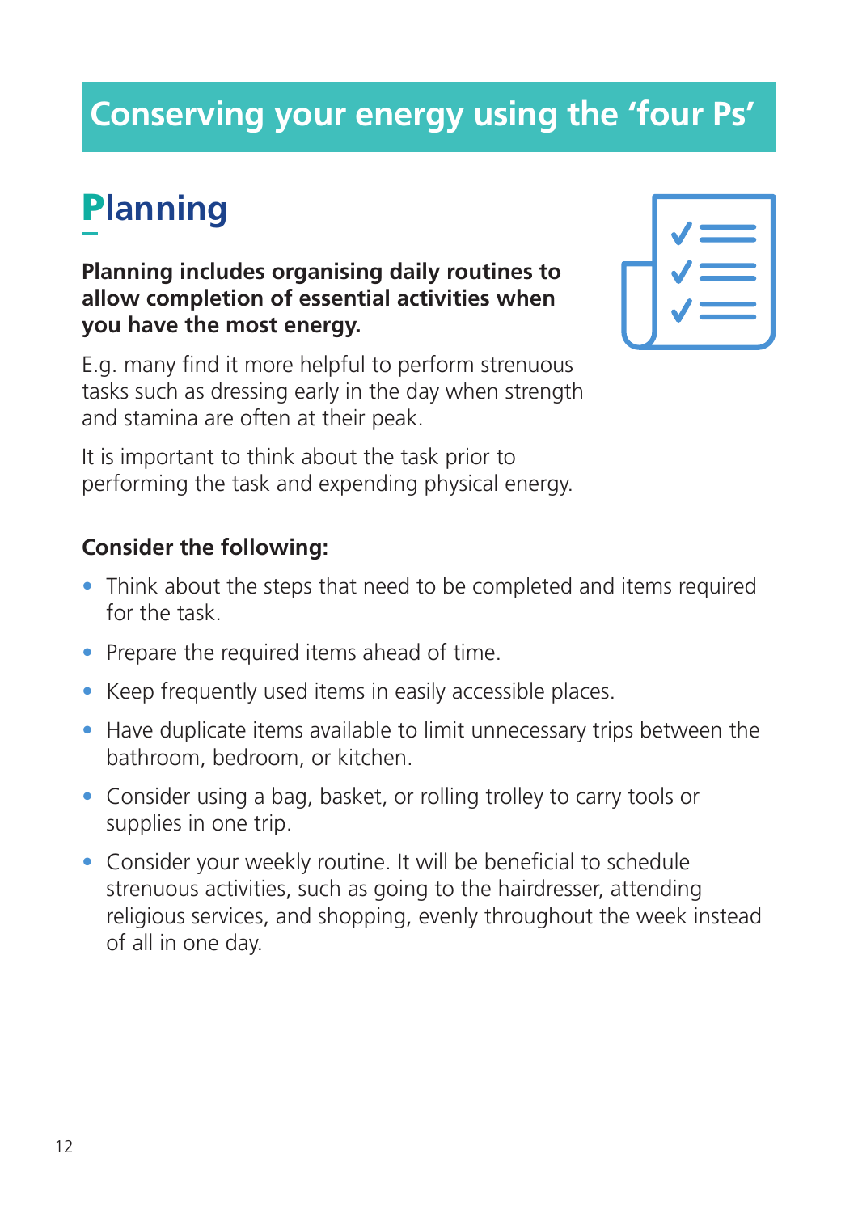# Conserving your energy using the 'four Ps'

## Planning

**Planning includes organising daily routines to allow completion of essential activities when you have the most energy.**

E.g. many find it more helpful to perform strenuous tasks such as dressing early in the day when strength and stamina are often at their peak.

It is important to think about the task prior to performing the task and expending physical energy.

**Consider the following:**

- Think about the steps that need to be completed and items required for the task.
- Prepare the required items ahead of time.
- Keep frequently used items in easily accessible places.
- Have duplicate items available to limit unnecessary trips between the bathroom, bedroom, or kitchen.
- Consider using a bag, basket, or rolling trolley to carry tools or supplies in one trip.
- Consider your weekly routine. It will be beneficial to schedule strenuous activities, such as going to the hairdresser, attending religious services, and shopping, evenly throughout the week instead of all in one day.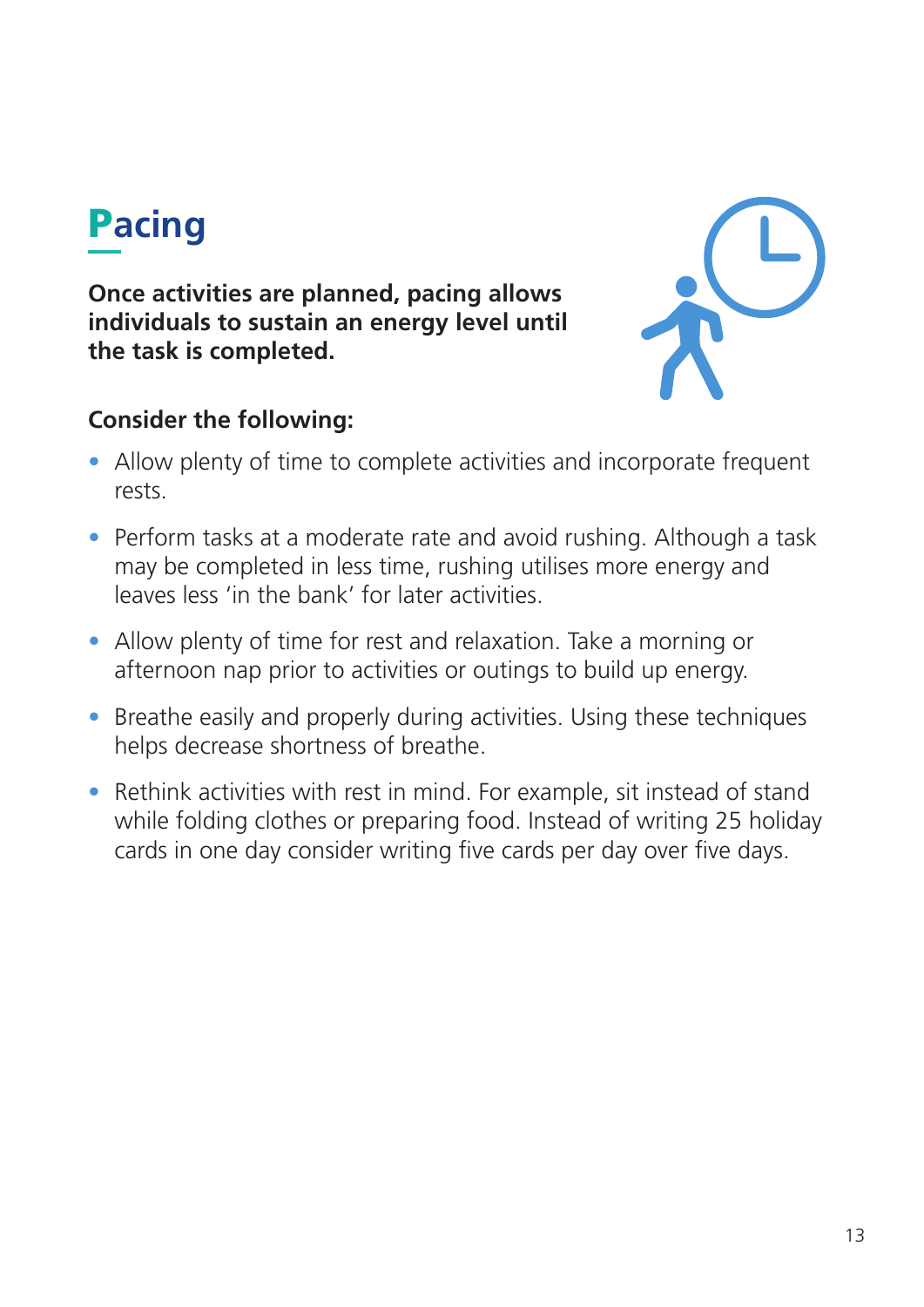# Pacing

**Once activities are planned, pacing allows individuals to sustain an energy level until the task is completed.**

**Consider the following:**

- Allow plenty of time to complete activities and incorporate frequent rests.
- Perform tasks at a moderate rate and avoid rushing. Although a task may be completed in less time, rushing utilises more energy and leaves less 'in the bank' for later activities.
- Allow plenty of time for rest and relaxation. Take a morning or afternoon nap prior to activities or outings to build up energy.
- Breathe easily and properly during activities. Using these techniques helps decrease shortness of breathe.
- Rethink activities with rest in mind. For example, sit instead of stand while folding clothes or preparing food. Instead of writing 25 holiday cards in one day consider writing five cards per day over five days.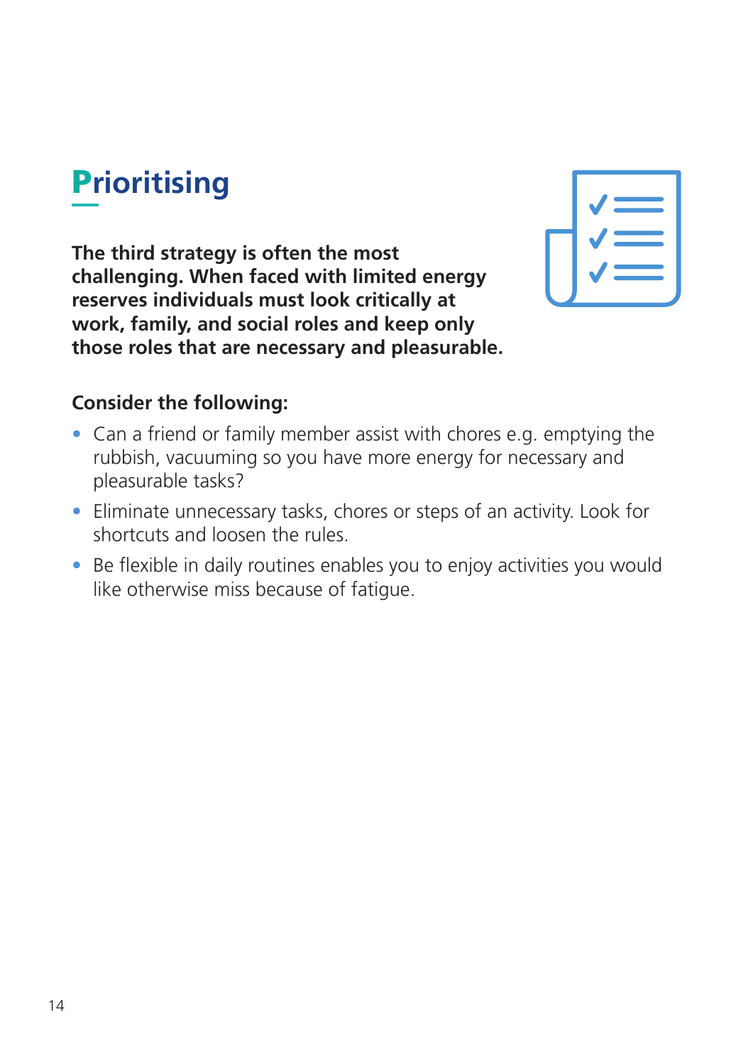# Prioritising

**The third strategy is often the most challenging. When faced with limited energy reserves individuals must look critically at work, family, and social roles and keep only those roles that are necessary and pleasurable.**

**Consider the following:**

- Can a friend or family member assist with chores e.g. emptying the rubbish, vacuuming so you have more energy for necessary and pleasurable tasks?
- Eliminate unnecessary tasks, chores or steps of an activity. Look for shortcuts and loosen the rules.
- Be flexible in daily routines enables you to enjoy activities you would like otherwise miss because of fatigue.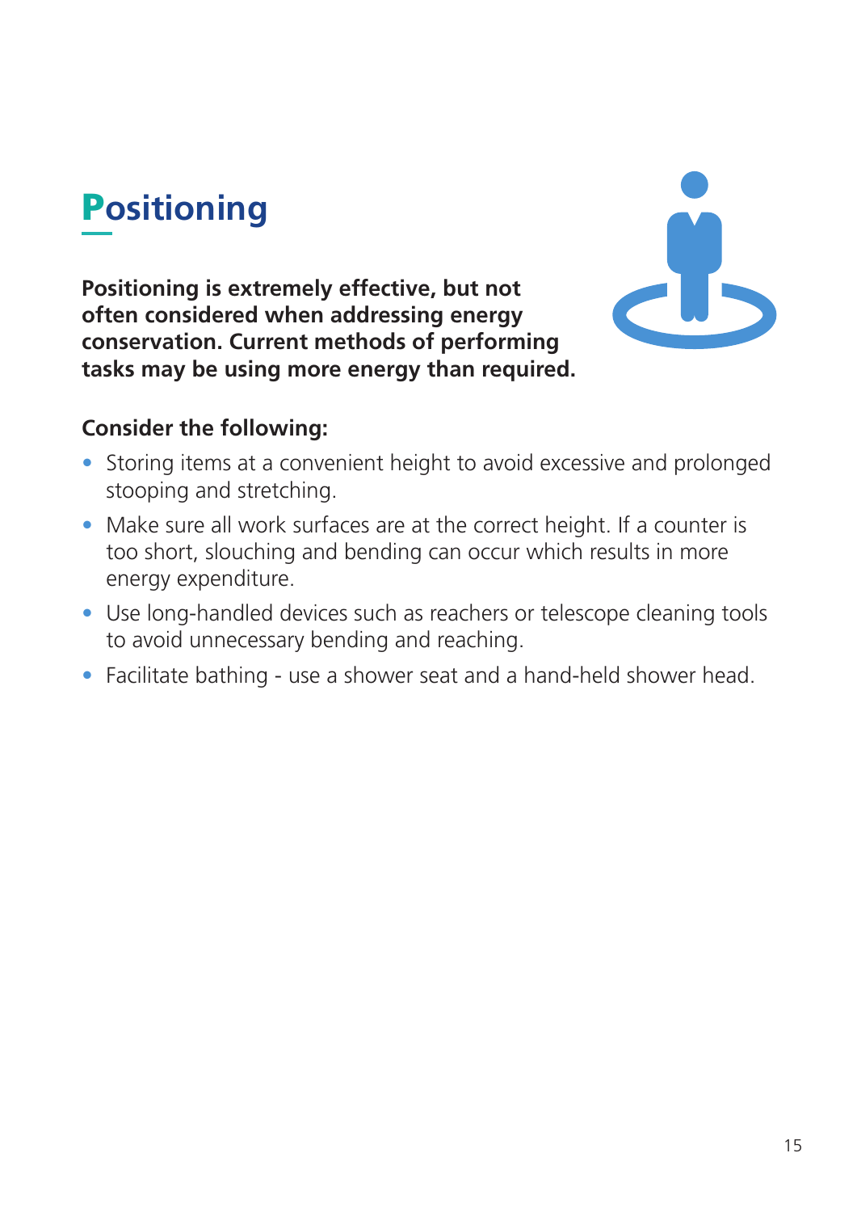# Positioning

**Positioning is extremely effective, but not often considered when addressing energy conservation. Current methods of performing tasks may be using more energy than required.**

**Consider the following:**

- Storing items at a convenient height to avoid excessive and prolonged stooping and stretching.
- Make sure all work surfaces are at the correct height. If a counter is too short, slouching and bending can occur which results in more energy expenditure.
- Use long-handled devices such as reachers or telescope cleaning tools to avoid unnecessary bending and reaching.
- Facilitate bathing - use a shower seat and a hand-held shower head.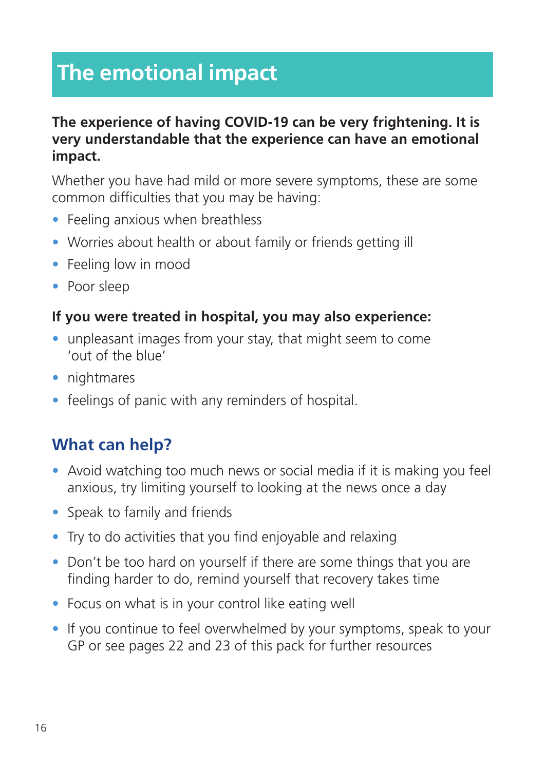# The emotional impact

**The experience of having COVID-19 can be very frightening. It is very understandable that the experience can have an emotional impact.**

Whether you have had mild or more severe symptoms, these are some common difficulties that you may be having:

- Feeling anxious when breathless
- Worries about health or about family or friends getting ill
- Feeling low in mood
- Poor sleep

**If you were treated in hospital, you may also experience:**

- unpleasant images from your stay, that might seem to come 'out of the blue'
- nightmares
- feelings of panic with any reminders of hospital.

## What can help?

- Avoid watching too much news or social media if it is making you feel anxious, try limiting yourself to looking at the news once a day
- Speak to family and friends
- Try to do activities that you find enjoyable and relaxing
- Don't be too hard on yourself if there are some things that you are finding harder to do, remind yourself that recovery takes time
- Focus on what is in your control like eating well
- If you continue to feel overwhelmed by your symptoms, speak to your GP or see pages 22 and 23 of this pack for further resources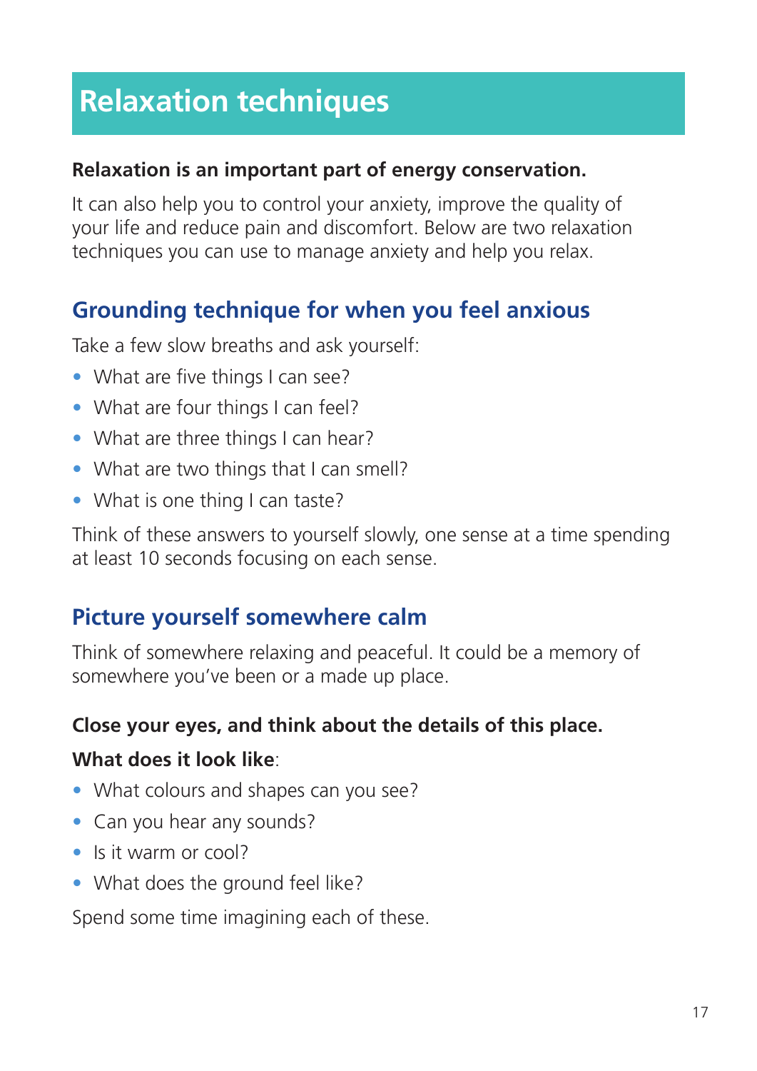# Relaxation techniques

**Relaxation is an important part of energy conservation.**

It can also help you to control your anxiety, improve the quality of your life and reduce pain and discomfort. Below are two relaxation techniques you can use to manage anxiety and help you relax.

## Grounding technique for when you feel anxious

Take a few slow breaths and ask yourself:

- What are five things I can see?
- What are four things I can feel?
- What are three things I can hear?
- What are two things that I can smell?
- What is one thing I can taste?

Think of these answers to yourself slowly, one sense at a time spending at least 10 seconds focusing on each sense.

## Picture yourself somewhere calm

Think of somewhere relaxing and peaceful. It could be a memory of somewhere you've been or a made up place.

**Close your eyes, and think about the details of this place.**

**What does it look like**:

- What colours and shapes can you see?
- Can you hear any sounds?
- Is it warm or cool?
- What does the ground feel like?

Spend some time imagining each of these.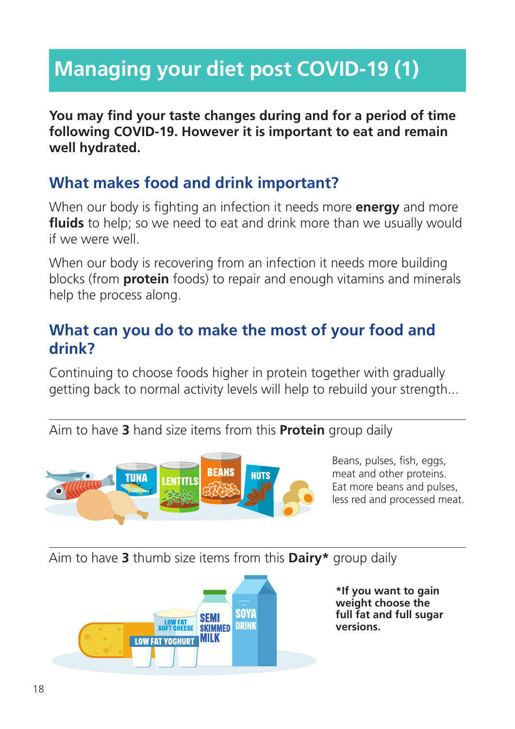# Managing your diet post COVID-19 (1)

**You may find your taste changes during and for a period of time following COVID-19. However it is important to eat and remain well hydrated.**

## What makes food and drink important?

When our body is fighting an infection it needs more **energy** and more **fluids** to help; so we need to eat and drink more than we usually would if we were well.

When our body is recovering from an infection it needs more building blocks (from **protein** foods) to repair and enough vitamins and minerals help the process along.

## What can you do to make the most of your food and drink?

Continuing to choose foods higher in protein together with gradually getting back to normal activity levels will help to rebuild your strength...

---

Aim to have **3** hand size items from this **Protein** group daily

Beans, pulses, fish, eggs, meat and other proteins. Eat more beans and pulses, less red and processed meat.

---

Aim to have **3** thumb size items from this **Dairy*** group daily

***If you want to gain weight choose the full fat and full sugar versions.**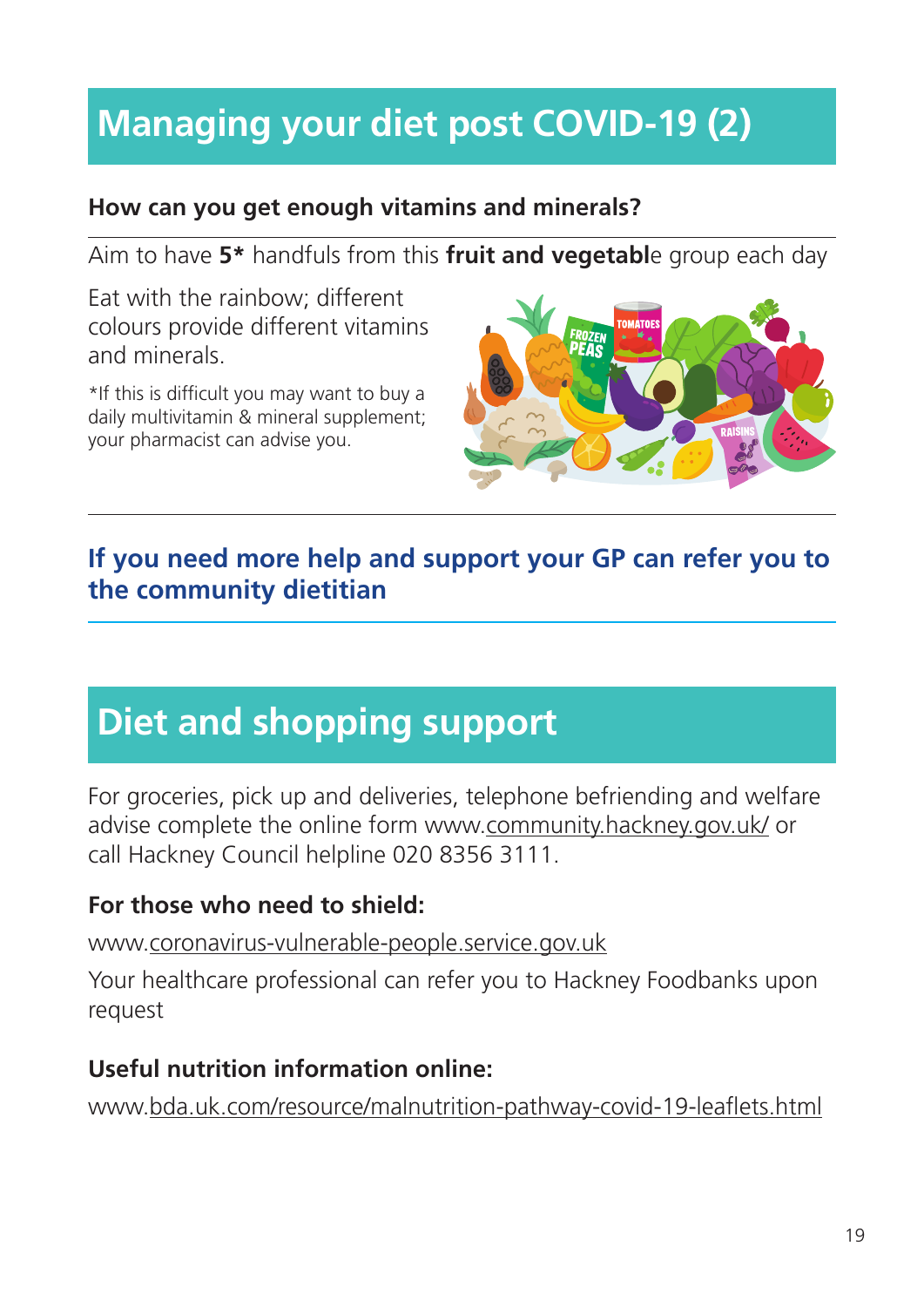# Managing your diet post COVID-19 (2)

**How can you get enough vitamins and minerals?**

Aim to have **5*** handfuls from this **fruit and vegetabl**e group each day

Eat with the rainbow; different colours provide different vitamins and minerals.

*If this is difficult you may want to buy a daily multivitamin & mineral supplement; your pharmacist can advise you.

**If you need more help and support your GP can refer you to the community dietitian**

# Diet and shopping support

For groceries, pick up and deliveries, telephone befriending and welfare advise complete the online form www.community.hackney.gov.uk/ or call Hackney Council helpline 020 8356 3111.

**For those who need to shield:**

www.coronavirus-vulnerable-people.service.gov.uk

Your healthcare professional can refer you to Hackney Foodbanks upon request

**Useful nutrition information online:**

www.bda.uk.com/resource/malnutrition-pathway-covid-19-leaflets.html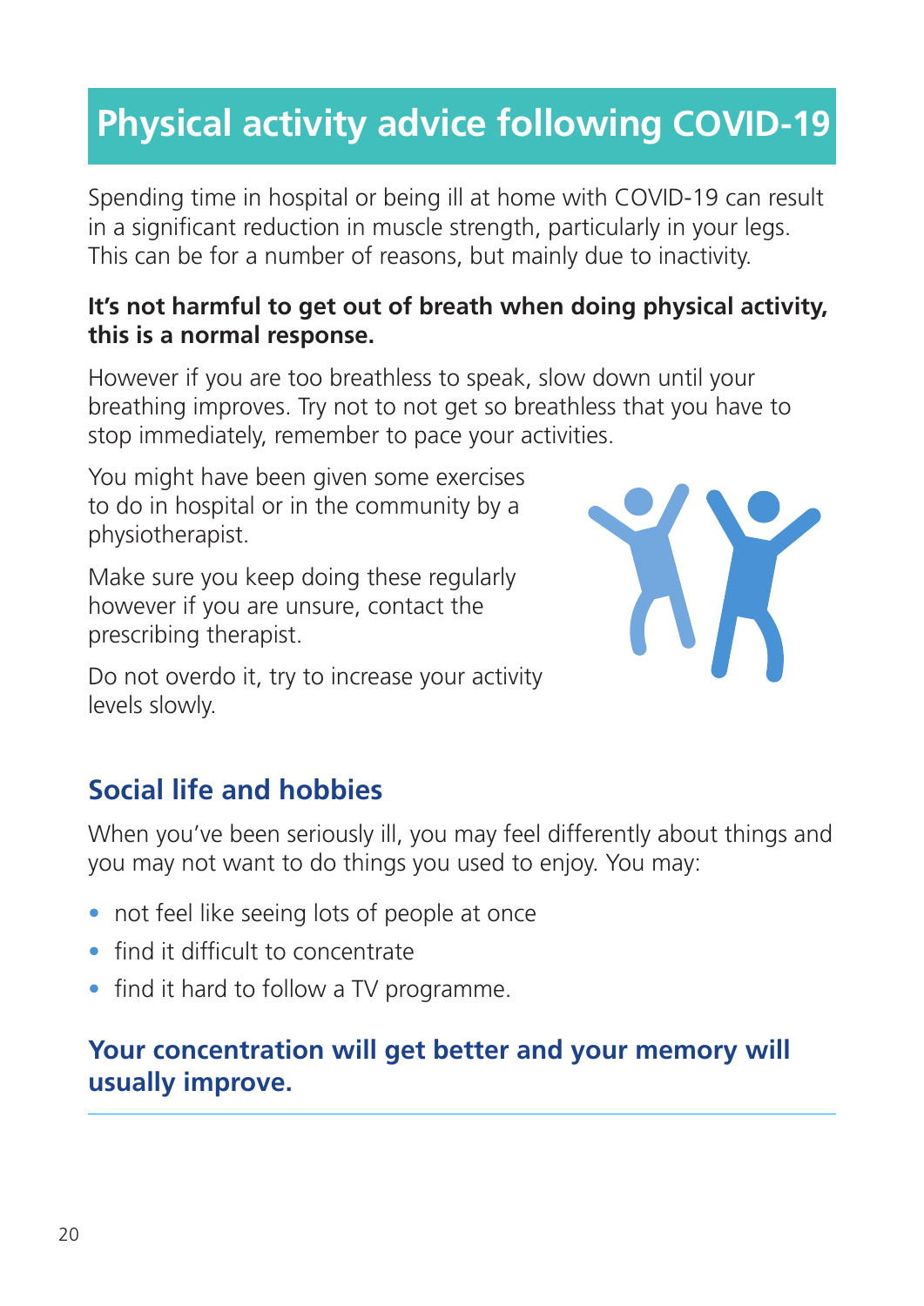# Physical activity advice following COVID-19

Spending time in hospital or being ill at home with COVID-19 can result in a significant reduction in muscle strength, particularly in your legs. This can be for a number of reasons, but mainly due to inactivity.

**It's not harmful to get out of breath when doing physical activity, this is a normal response.**

However if you are too breathless to speak, slow down until your breathing improves. Try not to not get so breathless that you have to stop immediately, remember to pace your activities.

You might have been given some exercises to do in hospital or in the community by a physiotherapist.

Make sure you keep doing these regularly however if you are unsure, contact the prescribing therapist.

Do not overdo it, try to increase your activity levels slowly.

## Social life and hobbies

When you've been seriously ill, you may feel differently about things and you may not want to do things you used to enjoy. You may:

- not feel like seeing lots of people at once
- find it difficult to concentrate
- find it hard to follow a TV programme.

**Your concentration will get better and your memory will usually improve.**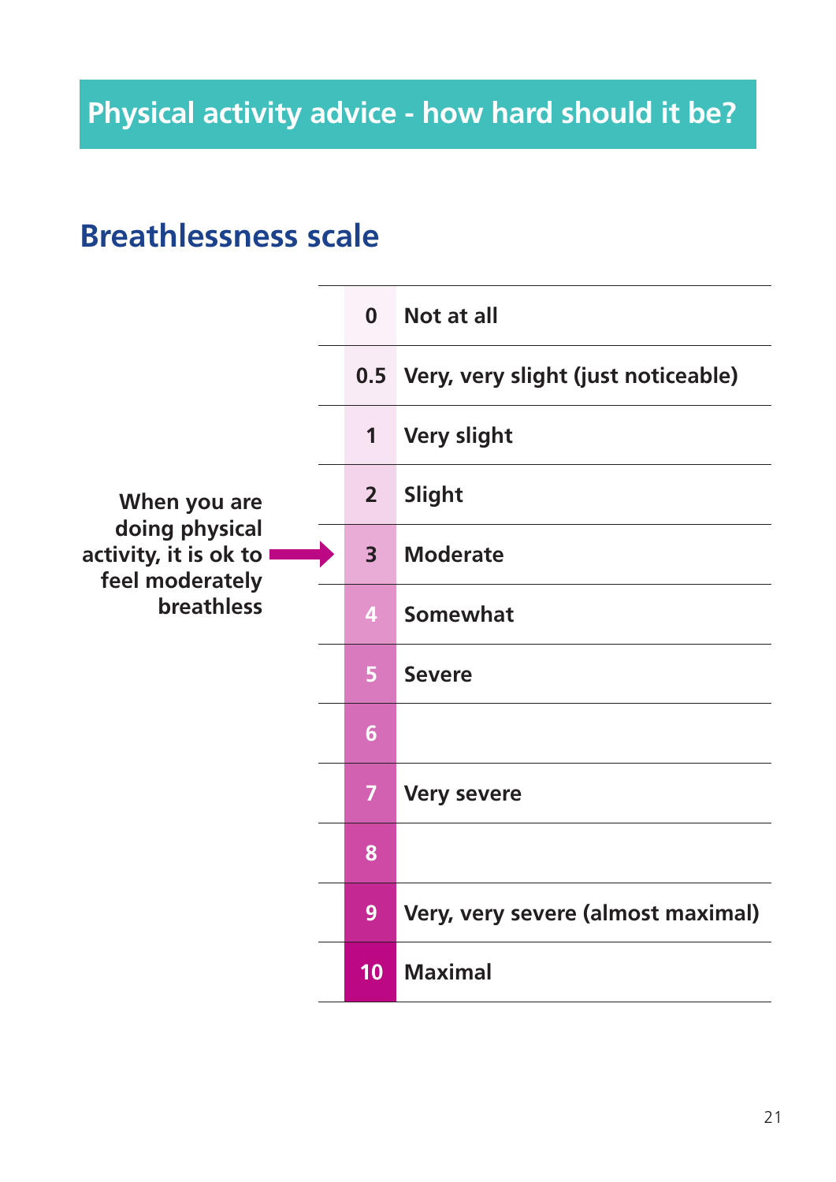# Physical activity advice - how hard should it be?

## Breathlessness scale

| | |
|---|---|
| 0 | Not at all |
| 0.5 | Very, very slight (just noticeable) |
| 1 | Very slight |
| 2 | Slight |
| 3 | Moderate |
| 4 | Somewhat |
| 5 | Severe |
| 6 | |
| 7 | Very severe |
| 8 | |
| 9 | Very, very severe (almost maximal) |
| 10 | Maximal |

**When you are doing physical activity, it is ok to feel moderately breathless** → 3 Moderate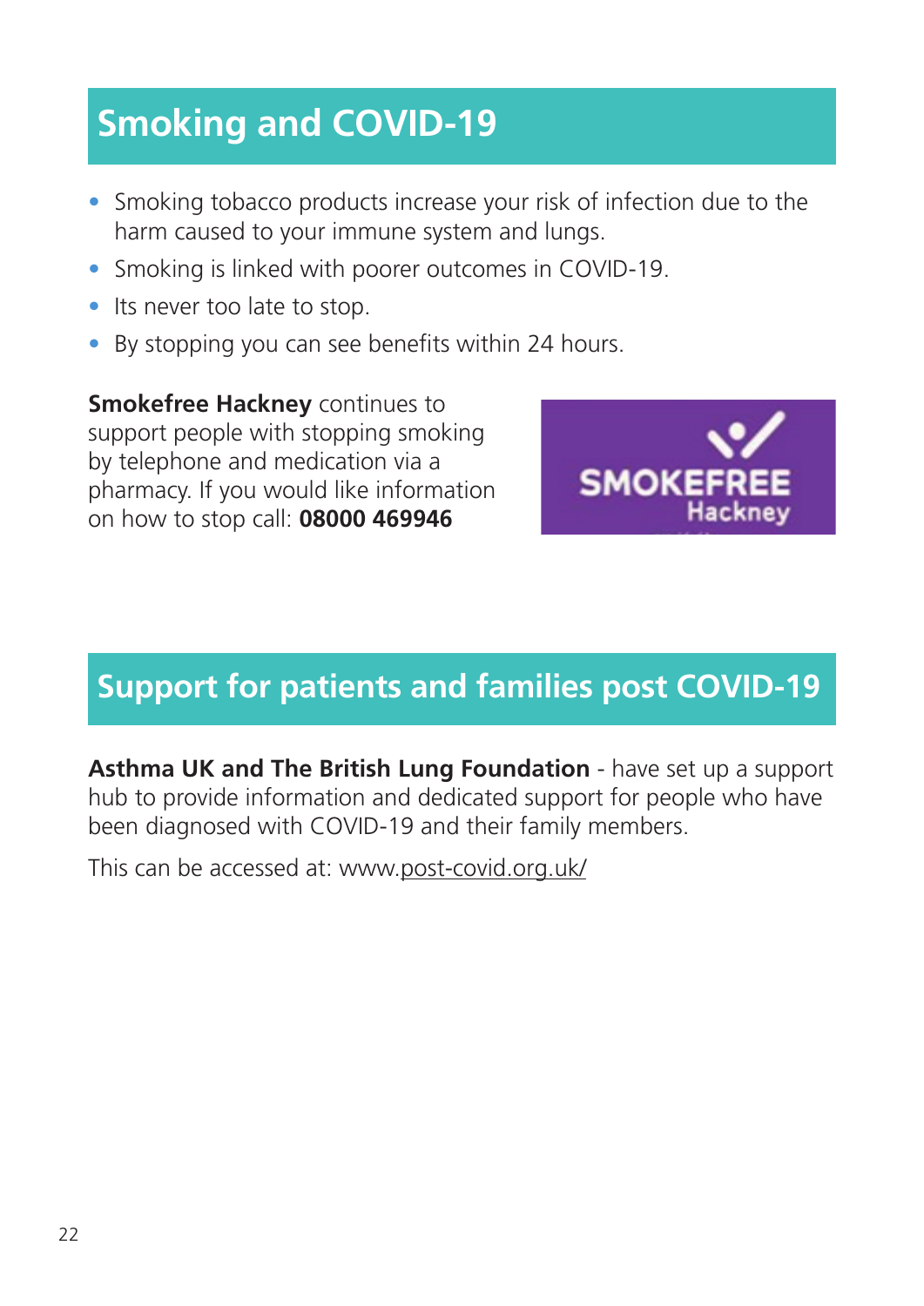## Smoking and COVID-19

- Smoking tobacco products increase your risk of infection due to the harm caused to your immune system and lungs.
- Smoking is linked with poorer outcomes in COVID-19.
- Its never too late to stop.
- By stopping you can see benefits within 24 hours.

**Smokefree Hackney** continues to support people with stopping smoking by telephone and medication via a pharmacy. If you would like information on how to stop call: **08000 469946**

## Support for patients and families post COVID-19

**Asthma UK and The British Lung Foundation** - have set up a support hub to provide information and dedicated support for people who have been diagnosed with COVID-19 and their family members.

This can be accessed at: www.post-covid.org.uk/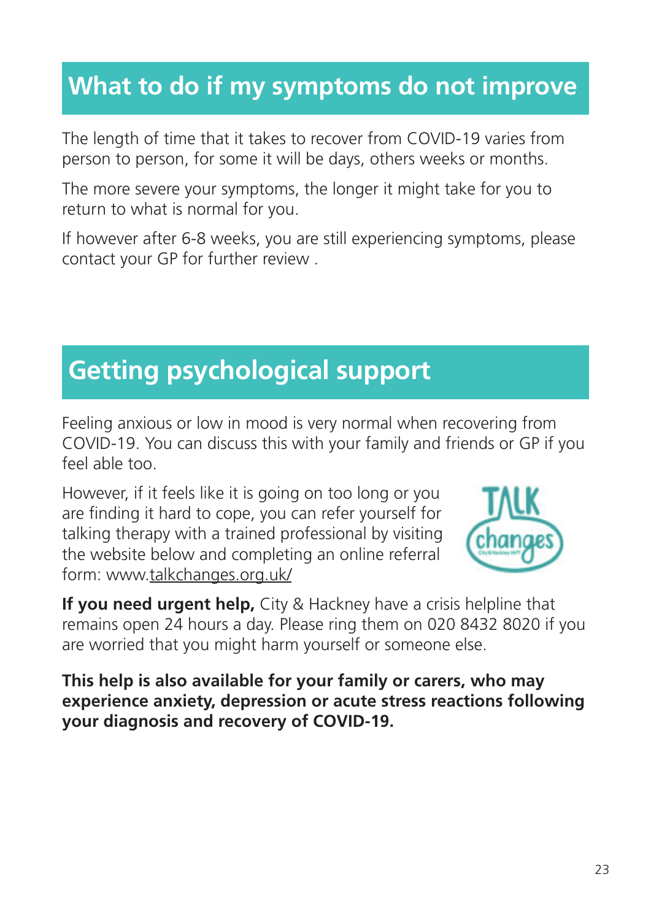## What to do if my symptoms do not improve

The length of time that it takes to recover from COVID-19 varies from person to person, for some it will be days, others weeks or months.

The more severe your symptoms, the longer it might take for you to return to what is normal for you.

If however after 6-8 weeks, you are still experiencing symptoms, please contact your GP for further review .

## Getting psychological support

Feeling anxious or low in mood is very normal when recovering from COVID-19. You can discuss this with your family and friends or GP if you feel able too.

However, if it feels like it is going on too long or you are finding it hard to cope, you can refer yourself for talking therapy with a trained professional by visiting the website below and completing an online referral form: www.talkchanges.org.uk/

**If you need urgent help,** City & Hackney have a crisis helpline that remains open 24 hours a day. Please ring them on 020 8432 8020 if you are worried that you might harm yourself or someone else.

**This help is also available for your family or carers, who may experience anxiety, depression or acute stress reactions following your diagnosis and recovery of COVID-19.**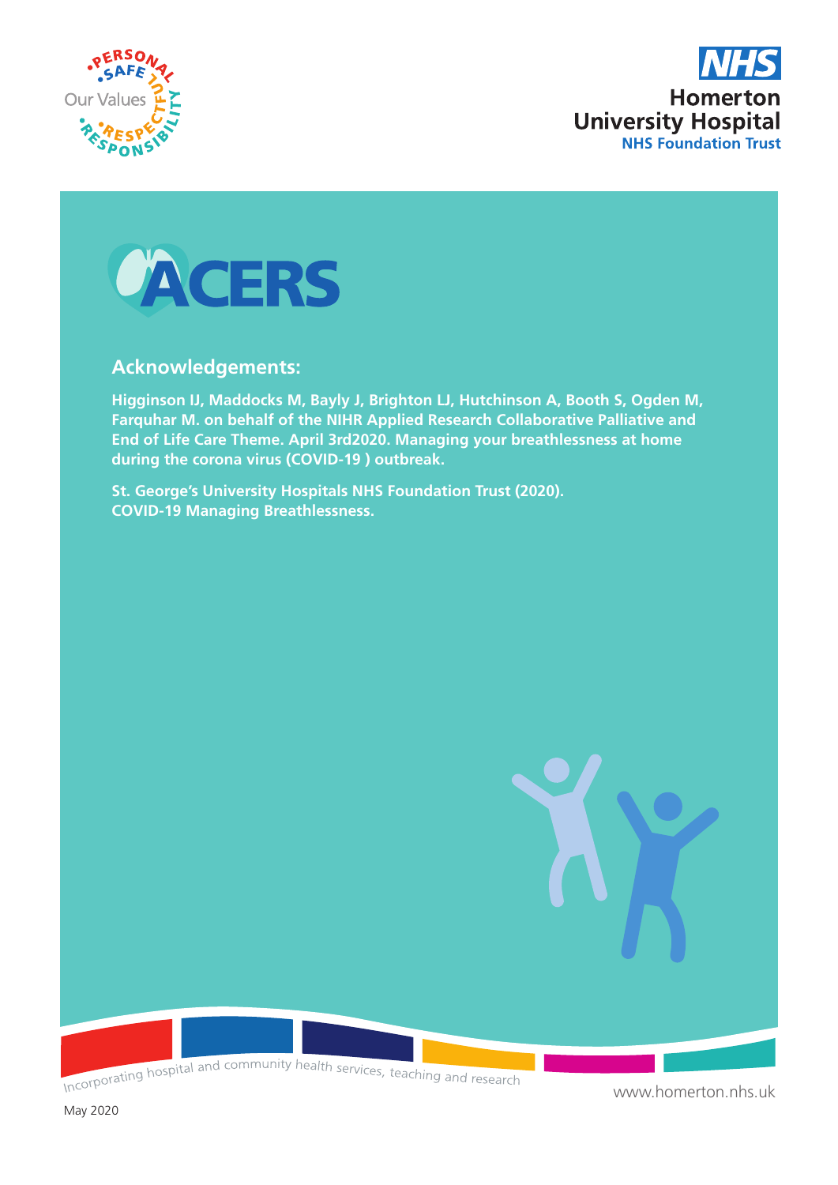Our Values: PERSONAL • SAFE • RESPECTFUL • RESPONSIBILITY

NHS Homerton University Hospital NHS Foundation Trust

ACERS

## Acknowledgements:

**Higginson IJ, Maddocks M, Bayly J, Brighton LJ, Hutchinson A, Booth S, Ogden M, Farquhar M. on behalf of the NIHR Applied Research Collaborative Palliative and End of Life Care Theme. April 3rd2020. Managing your breathlessness at home during the corona virus (COVID-19 ) outbreak.**

**St. George's University Hospitals NHS Foundation Trust (2020). COVID-19 Managing Breathlessness.**

Incorporating hospital and community health services, teaching and research

www.homerton.nhs.uk

May 2020